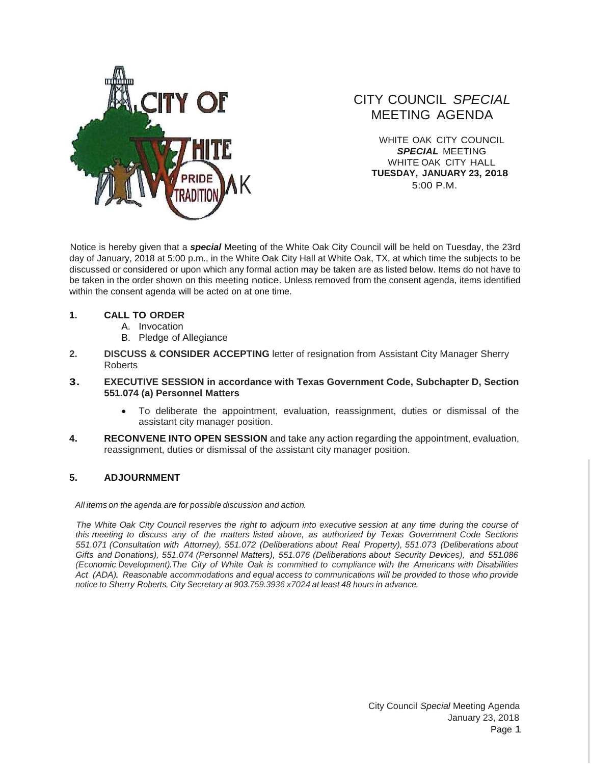# CITY COUNCIL *SPECIAL* MEETING AGENDA

WHITE OAK CITY COUNCIL
***SPECIAL*** MEETING
WHITE OAK CITY HALL
**TUESDAY, JANUARY 23, 2018**
5:00 P.M.

Notice is hereby given that a ***special*** Meeting of the White Oak City Council will be held on Tuesday, the 23rd day of January, 2018 at 5:00 p.m., in the White Oak City Hall at White Oak, TX, at which time the subjects to be discussed or considered or upon which any formal action may be taken are as listed below. Items do not have to be taken in the order shown on this meeting notice. Unless removed from the consent agenda, items identified within the consent agenda will be acted on at one time.

1. **CALL TO ORDER**
   A. Invocation
   B. Pledge of Allegiance

2. **DISCUSS & CONSIDER ACCEPTING** letter of resignation from Assistant City Manager Sherry Roberts

3. **EXECUTIVE SESSION in accordance with Texas Government Code, Subchapter D, Section 551.074 (a) Personnel Matters**
   - To deliberate the appointment, evaluation, reassignment, duties or dismissal of the assistant city manager position.

4. **RECONVENE INTO OPEN SESSION** and take any action regarding the appointment, evaluation, reassignment, duties or dismissal of the assistant city manager position.

5. **ADJOURNMENT**

*All items on the agenda are for possible discussion and action.*

*The White Oak City Council reserves the right to adjourn into executive session at any time during the course of this meeting to discuss any of the matters listed above, as authorized by Texas Government Code Sections 551.071 (Consultation with Attorney), 551.072 (Deliberations about Real Property), 551.073 (Deliberations about Gifts and Donations), 551.074 (Personnel Matters), 551.076 (Deliberations about Security Devices), and 551.086 (Economic Development).The City of White Oak is committed to compliance with the Americans with Disabilities Act (ADA). Reasonable accommodations and equal access to communications will be provided to those who provide notice to Sherry Roberts, City Secretary at 903.759.3936 x7024 at least 48 hours in advance.*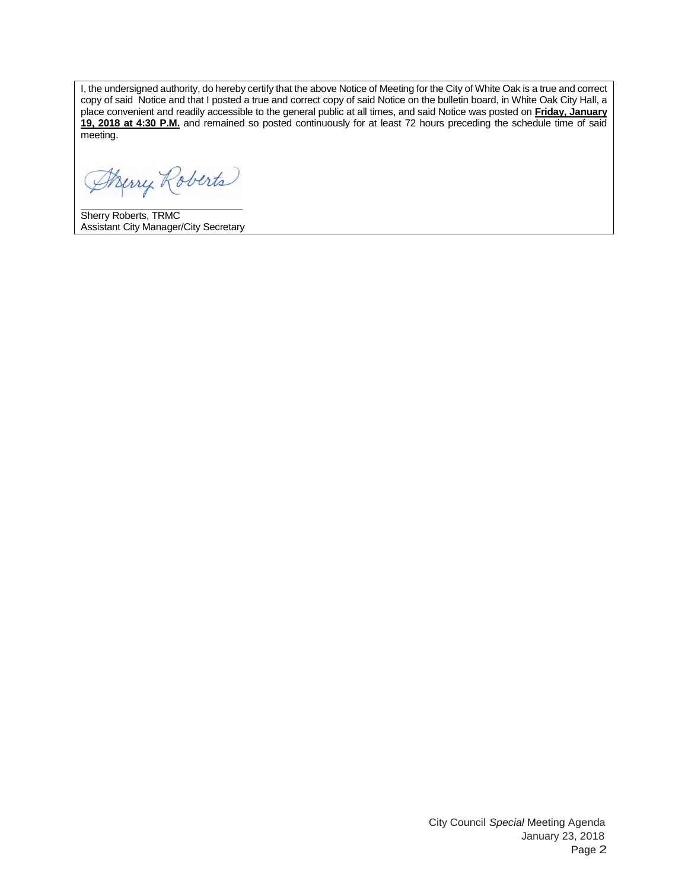I, the undersigned authority, do hereby certify that the above Notice of Meeting for the City of White Oak is a true and correct copy of said Notice and that I posted a true and correct copy of said Notice on the bulletin board, in White Oak City Hall, a place convenient and readily accessible to the general public at all times, and said Notice was posted on **Friday, January 19, 2018 at 4:30 P.M.** and remained so posted continuously for at least 72 hours preceding the schedule time of said meeting.

Sherry Roberts

Sherry Roberts, TRMC
Assistant City Manager/City Secretary